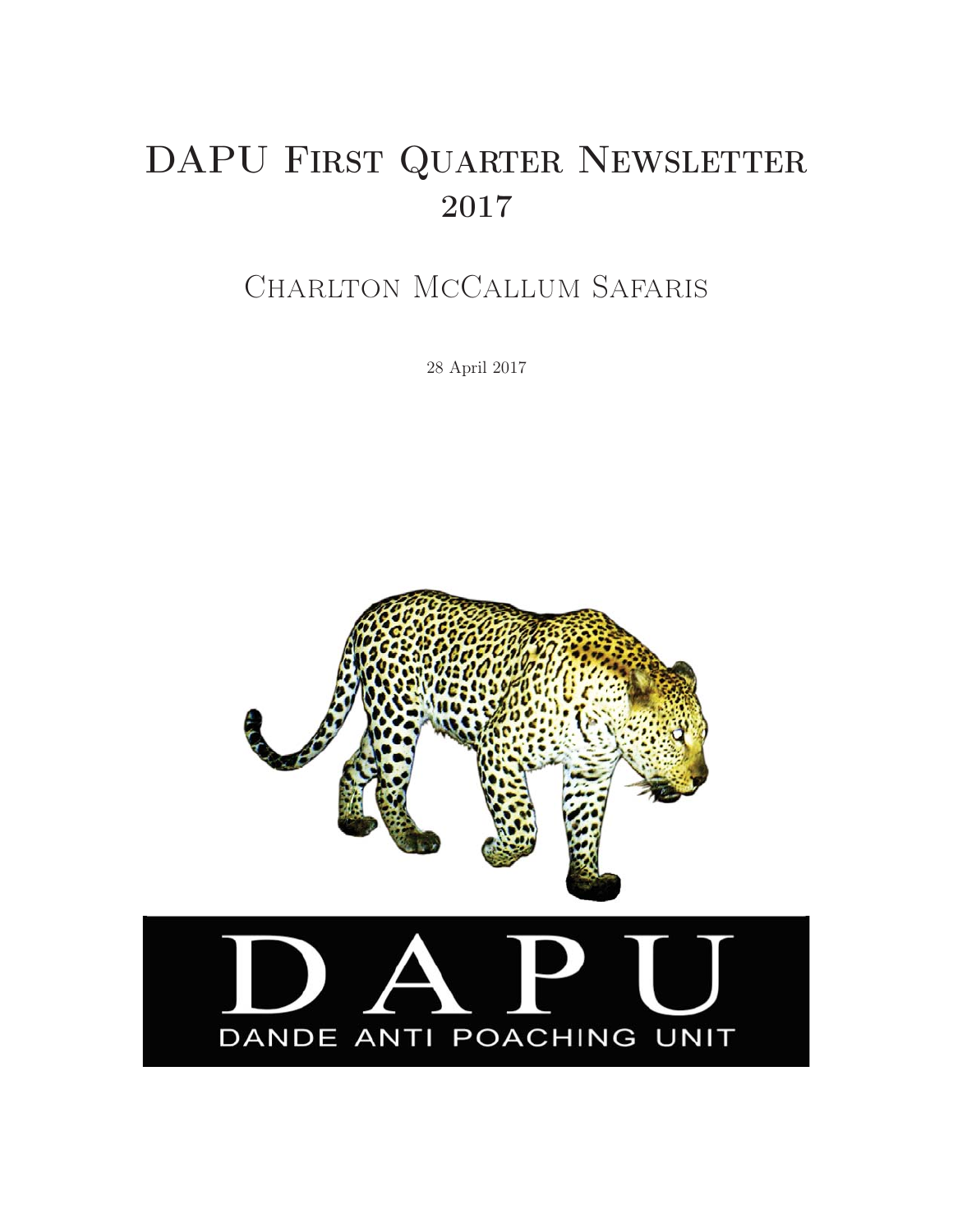# DAPU First Quarter Newsletter 2017

## Charlton McCallum Safaris

28 April 2017

DAPU

DANDE ANTI POACHING UNIT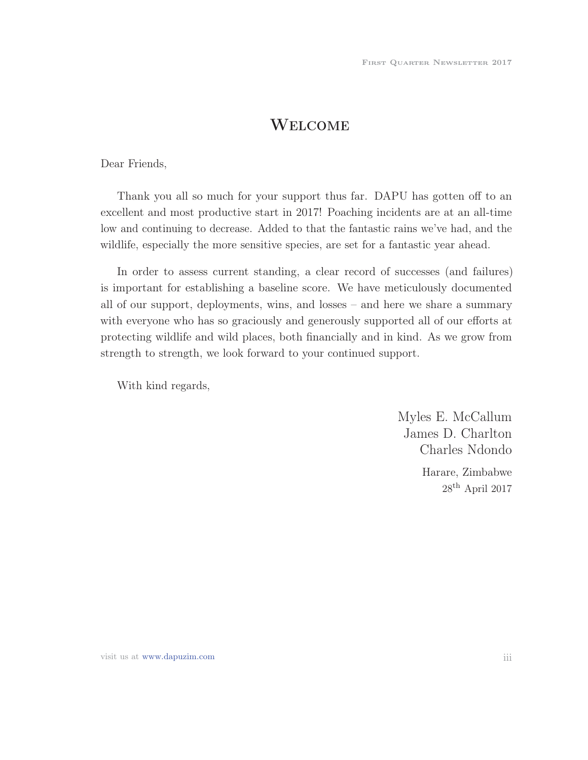# Welcome

Dear Friends,

Thank you all so much for your support thus far. DAPU has gotten off to an excellent and most productive start in 2017! Poaching incidents are at an all-time low and continuing to decrease. Added to that the fantastic rains we've had, and the wildlife, especially the more sensitive species, are set for a fantastic year ahead.

In order to assess current standing, a clear record of successes (and failures) is important for establishing a baseline score. We have meticulously documented all of our support, deployments, wins, and losses – and here we share a summary with everyone who has so graciously and generously supported all of our efforts at protecting wildlife and wild places, both financially and in kind. As we grow from strength to strength, we look forward to your continued support.

With kind regards,

Myles E. McCallum
James D. Charlton
Charles Ndondo

Harare, Zimbabwe
28th April 2017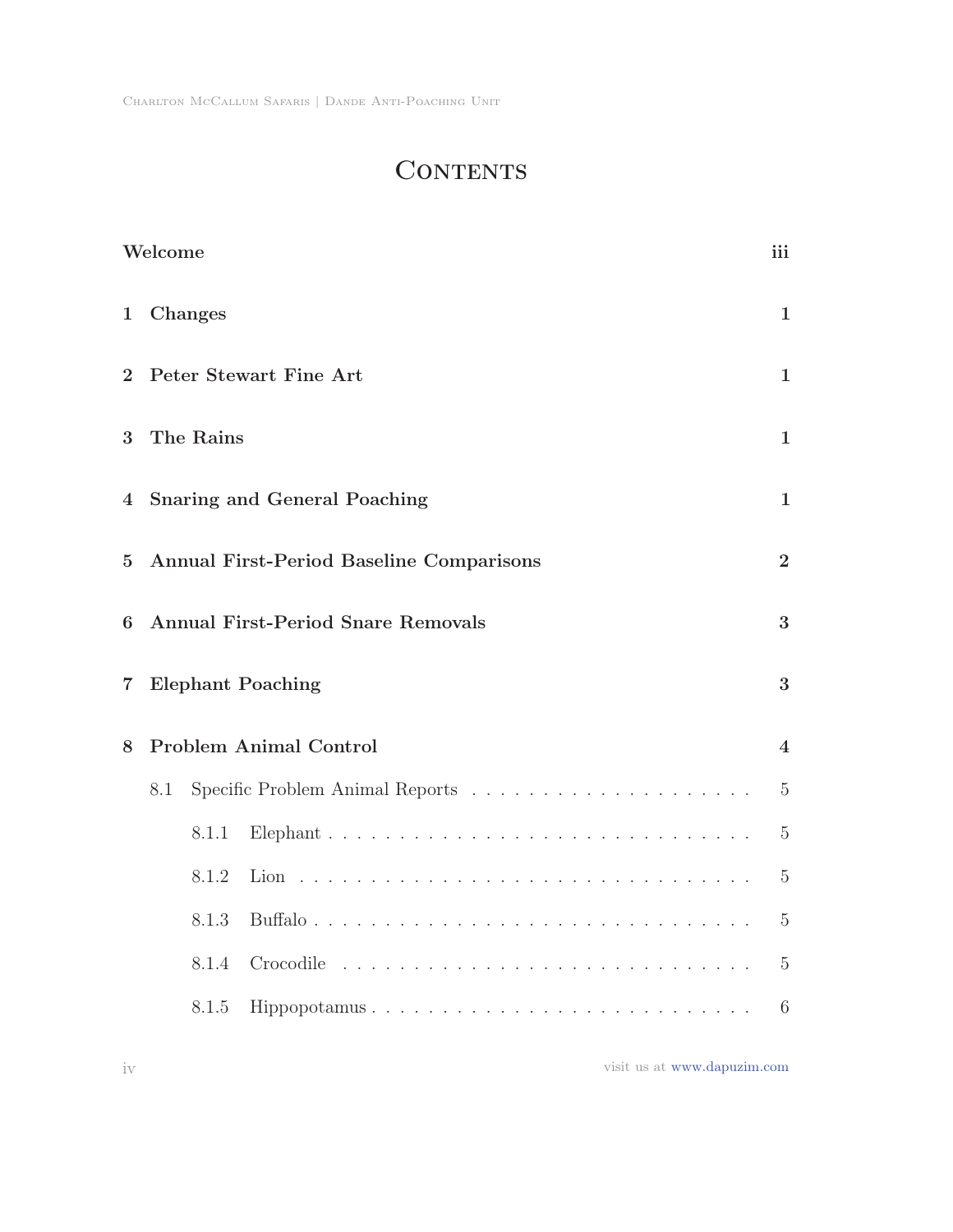# Contents

| | | |
|---|---|---|
| | **Welcome** | **iii** |
| **1** | **Changes** | **1** |
| **2** | **Peter Stewart Fine Art** | **1** |
| **3** | **The Rains** | **1** |
| **4** | **Snaring and General Poaching** | **1** |
| **5** | **Annual First-Period Baseline Comparisons** | **2** |
| **6** | **Annual First-Period Snare Removals** | **3** |
| **7** | **Elephant Poaching** | **3** |
| **8** | **Problem Animal Control** | **4** |
| 8.1 | Specific Problem Animal Reports | 5 |
| 8.1.1 | Elephant | 5 |
| 8.1.2 | Lion | 5 |
| 8.1.3 | Buffalo | 5 |
| 8.1.4 | Crocodile | 5 |
| 8.1.5 | Hippopotamus | 6 |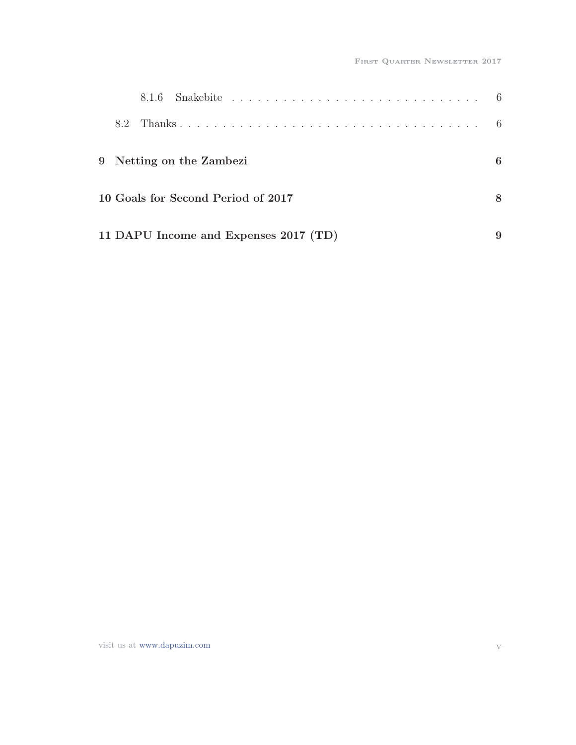8.1.6 Snakebite . . . . . . . . . . . . . . . . . . . . . . . . . . . . . 6

8.2 Thanks . . . . . . . . . . . . . . . . . . . . . . . . . . . . . . . . . . 6

**9 Netting on the Zambezi** **6**

**10 Goals for Second Period of 2017** **8**

**11 DAPU Income and Expenses 2017 (TD)** **9**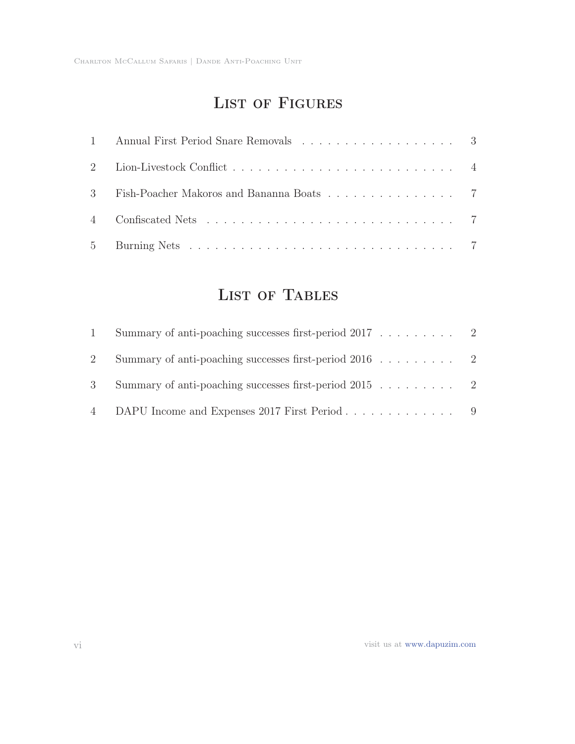# List of Figures

1 Annual First Period Snare Removals . . . . . . . . . . . . . . . . . . 3

2 Lion-Livestock Conflict . . . . . . . . . . . . . . . . . . . . . . . . . . . 4

3 Fish-Poacher Makoros and Banana Boats . . . . . . . . . . . . . . . 7

4 Confiscated Nets . . . . . . . . . . . . . . . . . . . . . . . . . . . . . . 7

5 Burning Nets . . . . . . . . . . . . . . . . . . . . . . . . . . . . . . . . 7

# List of Tables

1 Summary of anti-poaching successes first-period 2017 . . . . . . . . . 2

2 Summary of anti-poaching successes first-period 2016 . . . . . . . . . 2

3 Summary of anti-poaching successes first-period 2015 . . . . . . . . . 2

4 DAPU Income and Expenses 2017 First Period . . . . . . . . . . . . . 9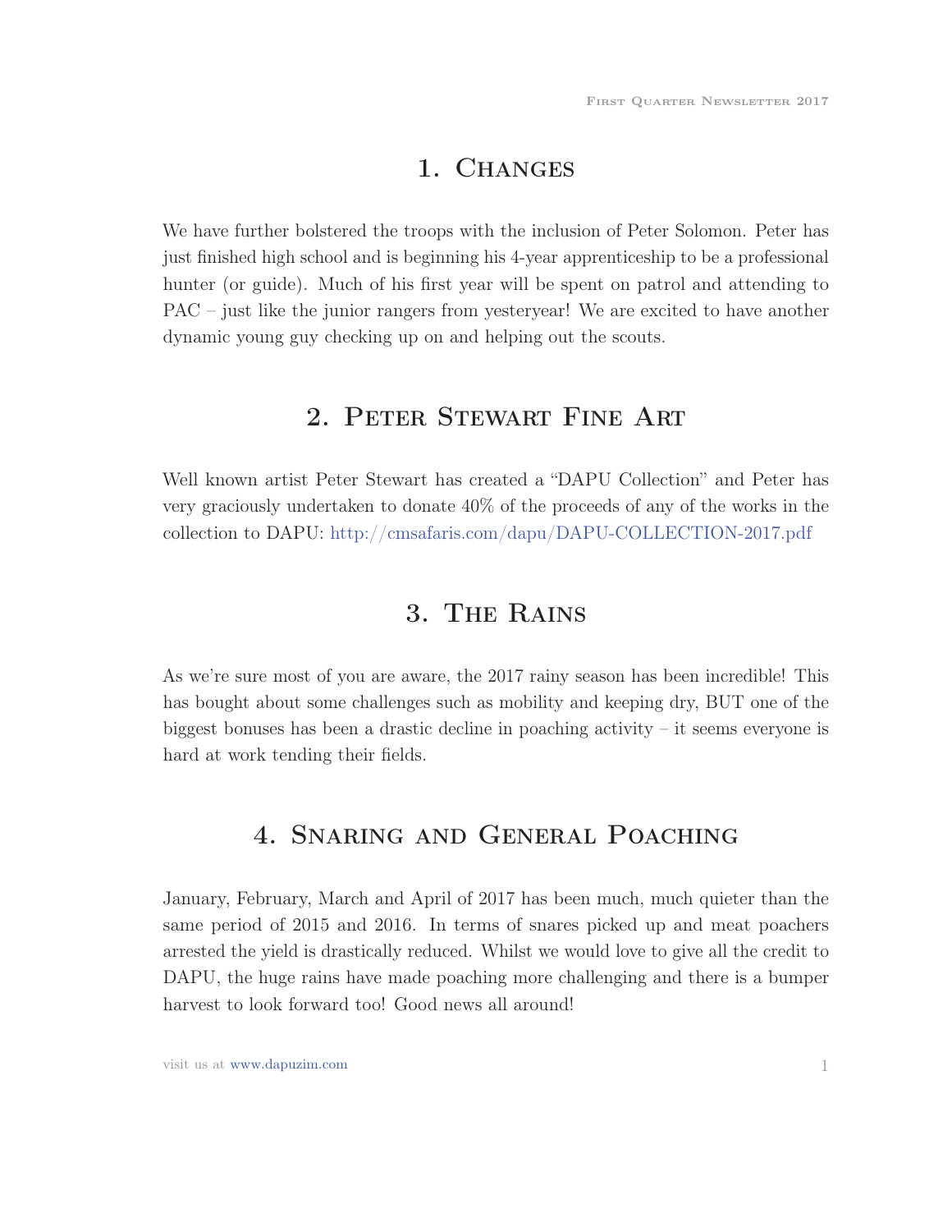## 1. Changes

We have further bolstered the troops with the inclusion of Peter Solomon. Peter has just finished high school and is beginning his 4-year apprenticeship to be a professional hunter (or guide). Much of his first year will be spent on patrol and attending to PAC – just like the junior rangers from yesteryear! We are excited to have another dynamic young guy checking up on and helping out the scouts.

## 2. Peter Stewart Fine Art

Well known artist Peter Stewart has created a "DAPU Collection" and Peter has very graciously undertaken to donate 40% of the proceeds of any of the works in the collection to DAPU: http://cmsafaris.com/dapu/DAPU-COLLECTION-2017.pdf

## 3. The Rains

As we're sure most of you are aware, the 2017 rainy season has been incredible! This has bought about some challenges such as mobility and keeping dry, BUT one of the biggest bonuses has been a drastic decline in poaching activity – it seems everyone is hard at work tending their fields.

## 4. Snaring and General Poaching

January, February, March and April of 2017 has been much, much quieter than the same period of 2015 and 2016. In terms of snares picked up and meat poachers arrested the yield is drastically reduced. Whilst we would love to give all the credit to DAPU, the huge rains have made poaching more challenging and there is a bumper harvest to look forward too! Good news all around!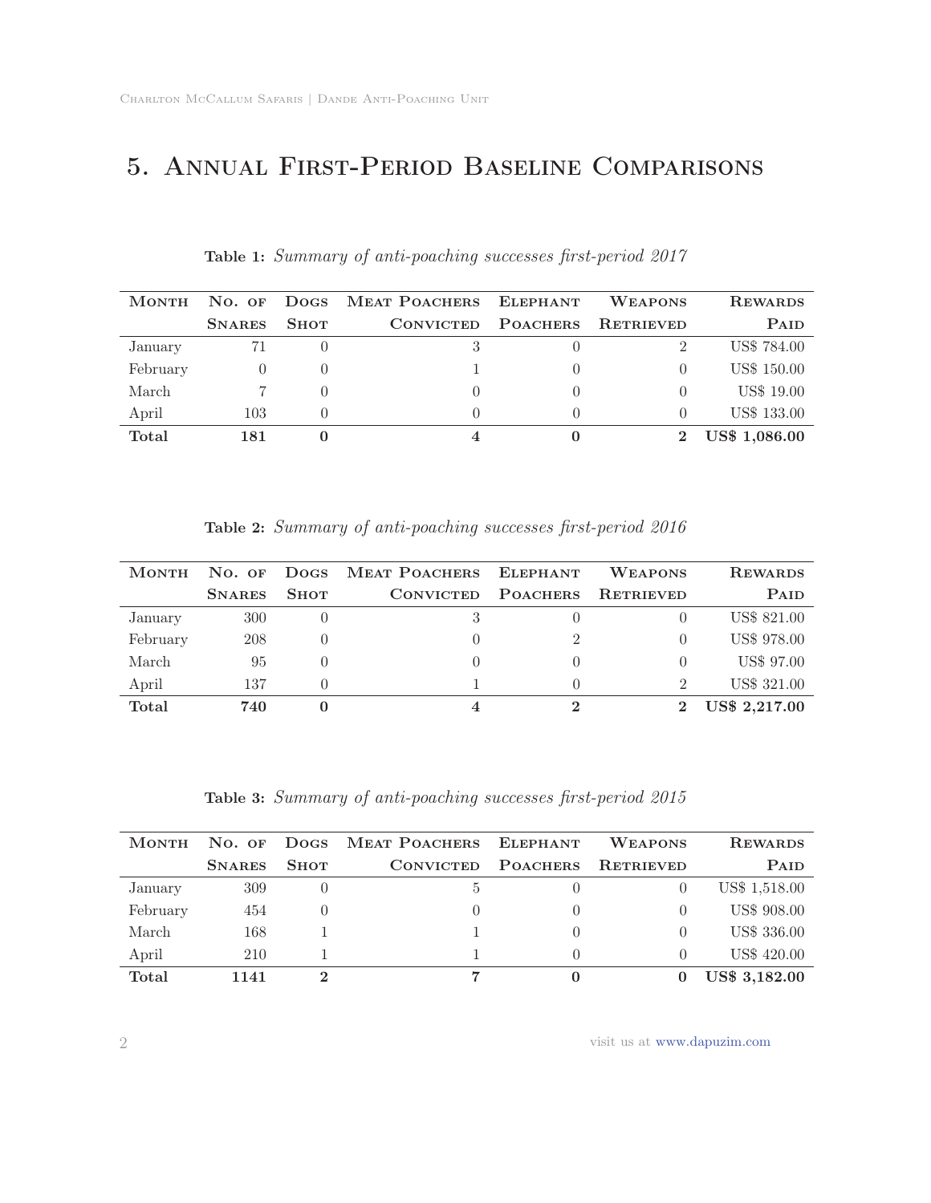# 5. Annual First-Period Baseline Comparisons

**Table 1:** *Summary of anti-poaching successes first-period 2017*

| Month | No. of Snares | Dogs Shot | Meat Poachers Convicted | Elephant Poachers | Weapons Retrieved | Rewards Paid |
|---|---|---|---|---|---|---|
| January | 71 | 0 | 3 | 0 | 2 | US$ 784.00 |
| February | 0 | 0 | 1 | 0 | 0 | US$ 150.00 |
| March | 7 | 0 | 0 | 0 | 0 | US$ 19.00 |
| April | 103 | 0 | 0 | 0 | 0 | US$ 133.00 |
| **Total** | **181** | **0** | **4** | **0** | **2** | **US$ 1,086.00** |

**Table 2:** *Summary of anti-poaching successes first-period 2016*

| Month | No. of Snares | Dogs Shot | Meat Poachers Convicted | Elephant Poachers | Weapons Retrieved | Rewards Paid |
|---|---|---|---|---|---|---|
| January | 300 | 0 | 3 | 0 | 0 | US$ 821.00 |
| February | 208 | 0 | 0 | 2 | 0 | US$ 978.00 |
| March | 95 | 0 | 0 | 0 | 0 | US$ 97.00 |
| April | 137 | 0 | 1 | 0 | 2 | US$ 321.00 |
| **Total** | **740** | **0** | **4** | **2** | **2** | **US$ 2,217.00** |

**Table 3:** *Summary of anti-poaching successes first-period 2015*

| Month | No. of Snares | Dogs Shot | Meat Poachers Convicted | Elephant Poachers | Weapons Retrieved | Rewards Paid |
|---|---|---|---|---|---|---|
| January | 309 | 0 | 5 | 0 | 0 | US$ 1,518.00 |
| February | 454 | 0 | 0 | 0 | 0 | US$ 908.00 |
| March | 168 | 1 | 1 | 0 | 0 | US$ 336.00 |
| April | 210 | 1 | 1 | 0 | 0 | US$ 420.00 |
| **Total** | **1141** | **2** | **7** | **0** | **0** | **US$ 3,182.00** |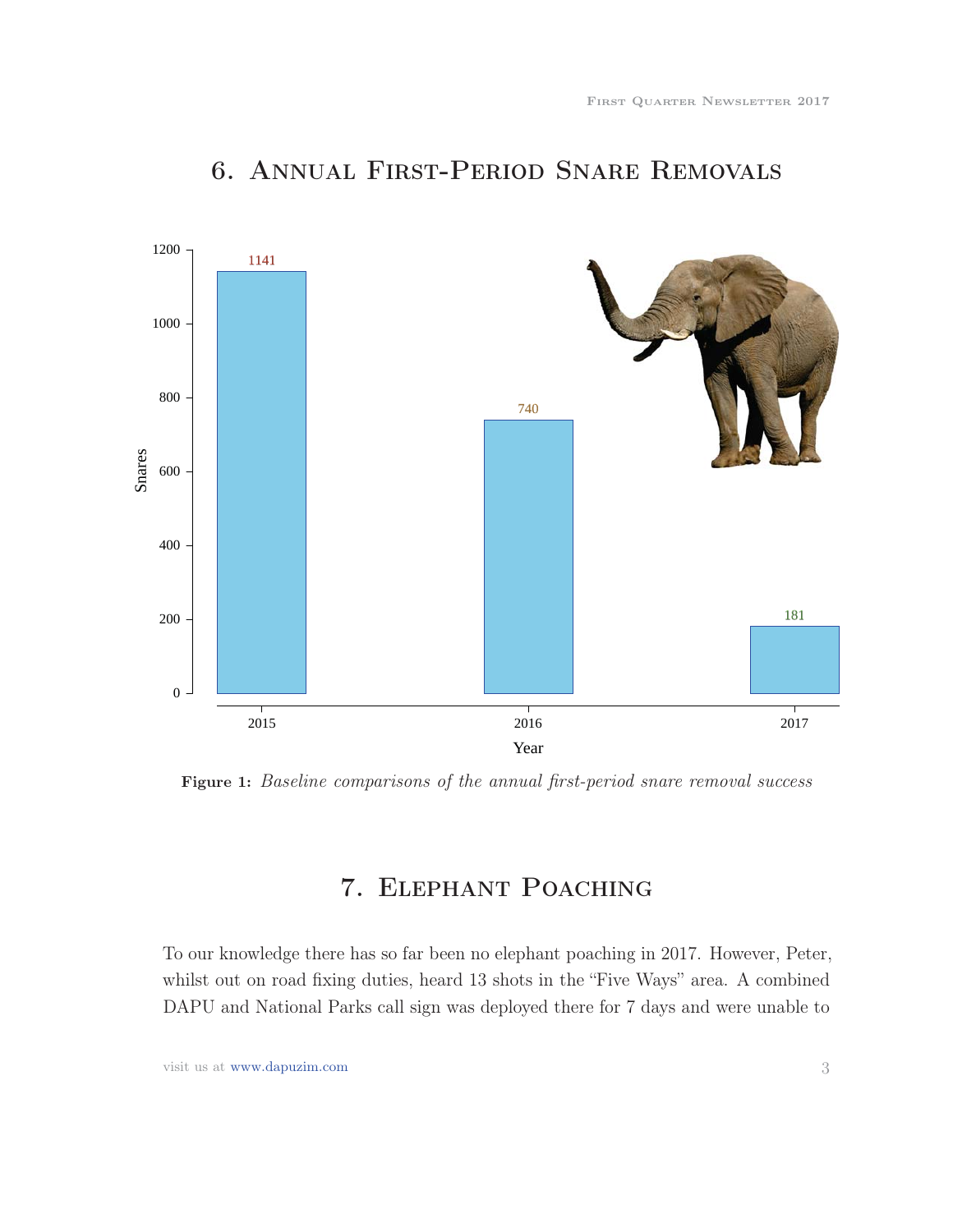## 6. Annual First-Period Snare Removals

| Year | Snares |
|---|---|
| 2015 | 1141 |
| 2016 | 740 |
| 2017 | 181 |

**Figure 1:** *Baseline comparisons of the annual first-period snare removal success*

## 7. Elephant Poaching

To our knowledge there has so far been no elephant poaching in 2017. However, Peter, whilst out on road fixing duties, heard 13 shots in the "Five Ways" area. A combined DAPU and National Parks call sign was deployed there for 7 days and were unable to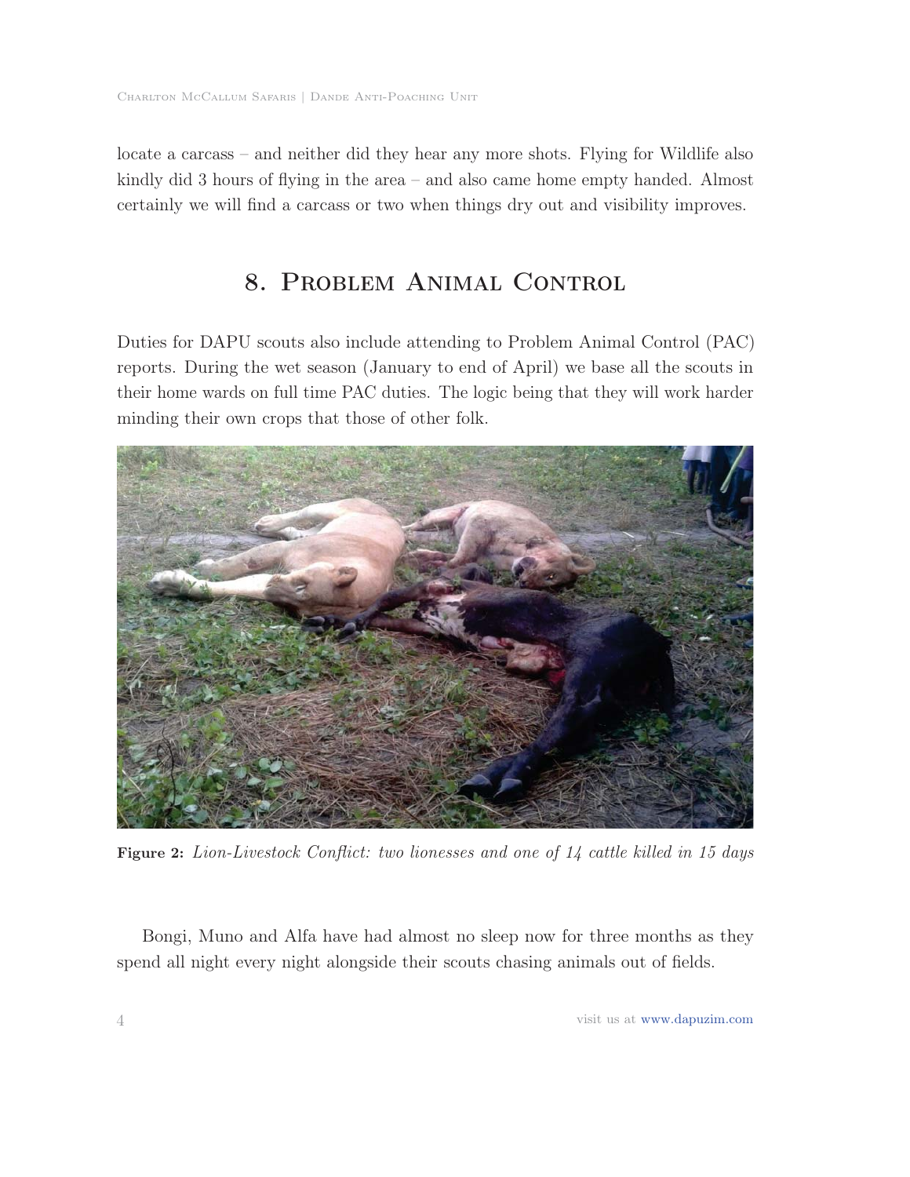locate a carcass – and neither did they hear any more shots. Flying for Wildlife also kindly did 3 hours of flying in the area – and also came home empty handed. Almost certainly we will find a carcass or two when things dry out and visibility improves.

## 8. Problem Animal Control

Duties for DAPU scouts also include attending to Problem Animal Control (PAC) reports. During the wet season (January to end of April) we base all the scouts in their home wards on full time PAC duties. The logic being that they will work harder minding their own crops that those of other folk.

**Figure 2:** *Lion-Livestock Conflict: two lionesses and one of 14 cattle killed in 15 days*

Bongi, Muno and Alfa have had almost no sleep now for three months as they spend all night every night alongside their scouts chasing animals out of fields.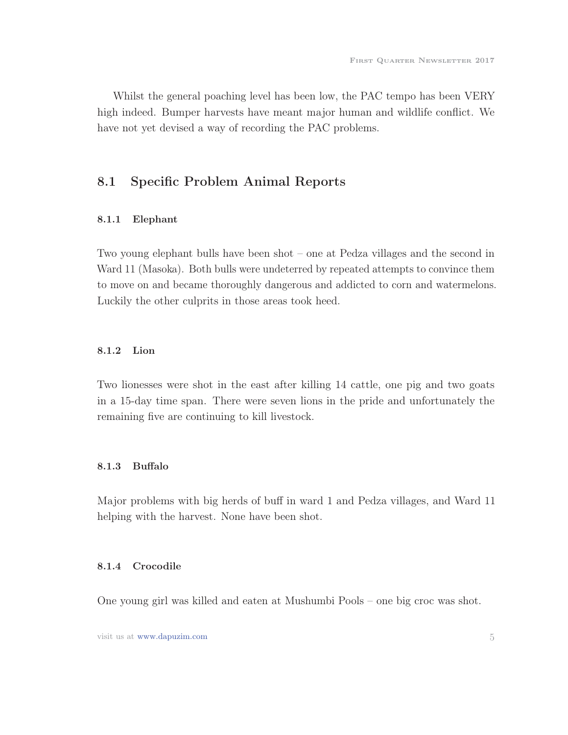Whilst the general poaching level has been low, the PAC tempo has been VERY high indeed. Bumper harvests have meant major human and wildlife conflict. We have not yet devised a way of recording the PAC problems.

## 8.1 Specific Problem Animal Reports

### 8.1.1 Elephant

Two young elephant bulls have been shot – one at Pedza villages and the second in Ward 11 (Masoka). Both bulls were undeterred by repeated attempts to convince them to move on and became thoroughly dangerous and addicted to corn and watermelons. Luckily the other culprits in those areas took heed.

### 8.1.2 Lion

Two lionesses were shot in the east after killing 14 cattle, one pig and two goats in a 15-day time span. There were seven lions in the pride and unfortunately the remaining five are continuing to kill livestock.

### 8.1.3 Buffalo

Major problems with big herds of buff in ward 1 and Pedza villages, and Ward 11 helping with the harvest. None have been shot.

### 8.1.4 Crocodile

One young girl was killed and eaten at Mushumbi Pools – one big croc was shot.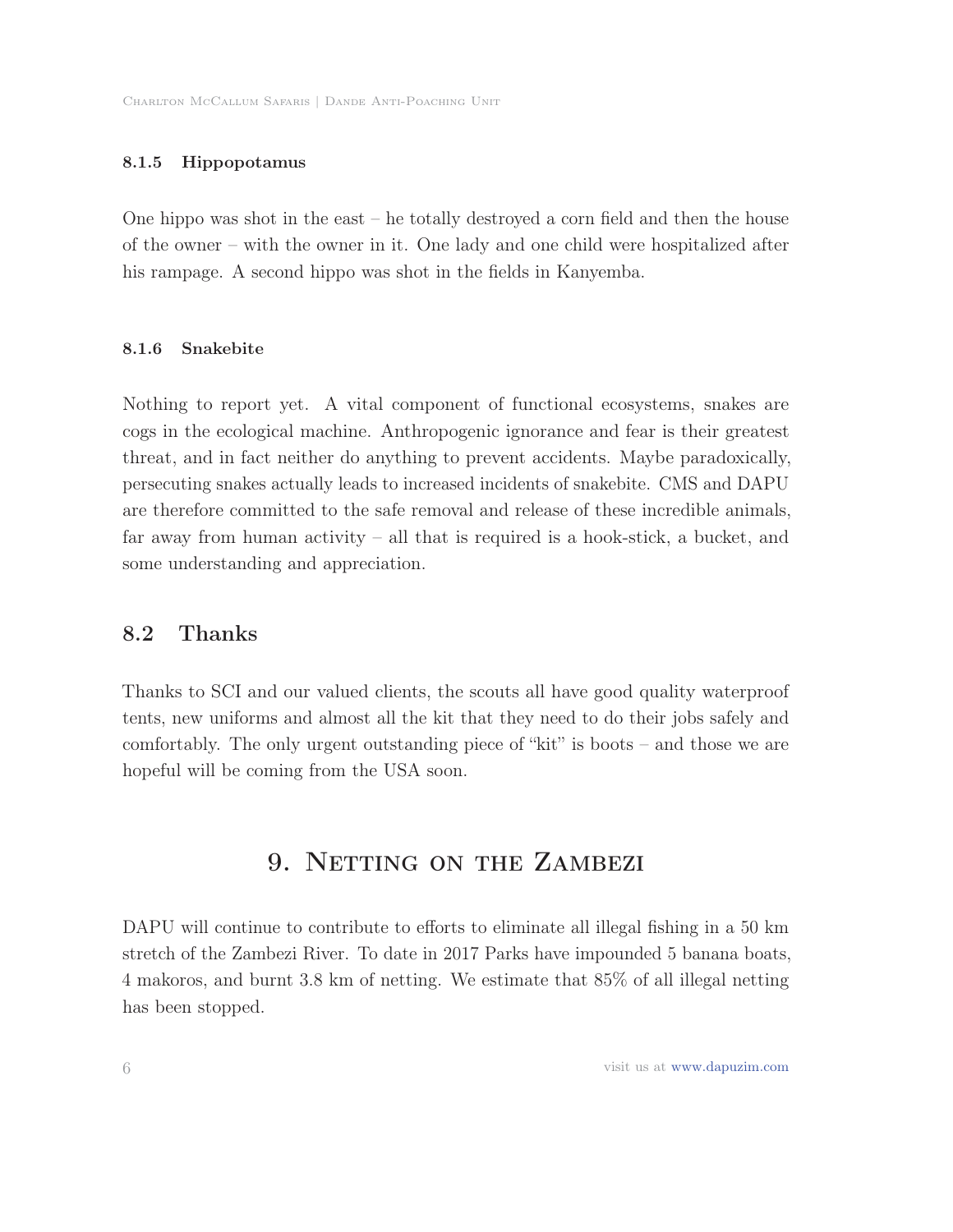#### 8.1.5 Hippopotamus

One hippo was shot in the east – he totally destroyed a corn field and then the house of the owner – with the owner in it. One lady and one child were hospitalized after his rampage. A second hippo was shot in the fields in Kanyemba.

#### 8.1.6 Snakebite

Nothing to report yet. A vital component of functional ecosystems, snakes are cogs in the ecological machine. Anthropogenic ignorance and fear is their greatest threat, and in fact neither do anything to prevent accidents. Maybe paradoxically, persecuting snakes actually leads to increased incidents of snakebite. CMS and DAPU are therefore committed to the safe removal and release of these incredible animals, far away from human activity – all that is required is a hook-stick, a bucket, and some understanding and appreciation.

### 8.2 Thanks

Thanks to SCI and our valued clients, the scouts all have good quality waterproof tents, new uniforms and almost all the kit that they need to do their jobs safely and comfortably. The only urgent outstanding piece of "kit" is boots – and those we are hopeful will be coming from the USA soon.

## 9. Netting on the Zambezi

DAPU will continue to contribute to efforts to eliminate all illegal fishing in a 50 km stretch of the Zambezi River. To date in 2017 Parks have impounded 5 banana boats, 4 makoros, and burnt 3.8 km of netting. We estimate that 85% of all illegal netting has been stopped.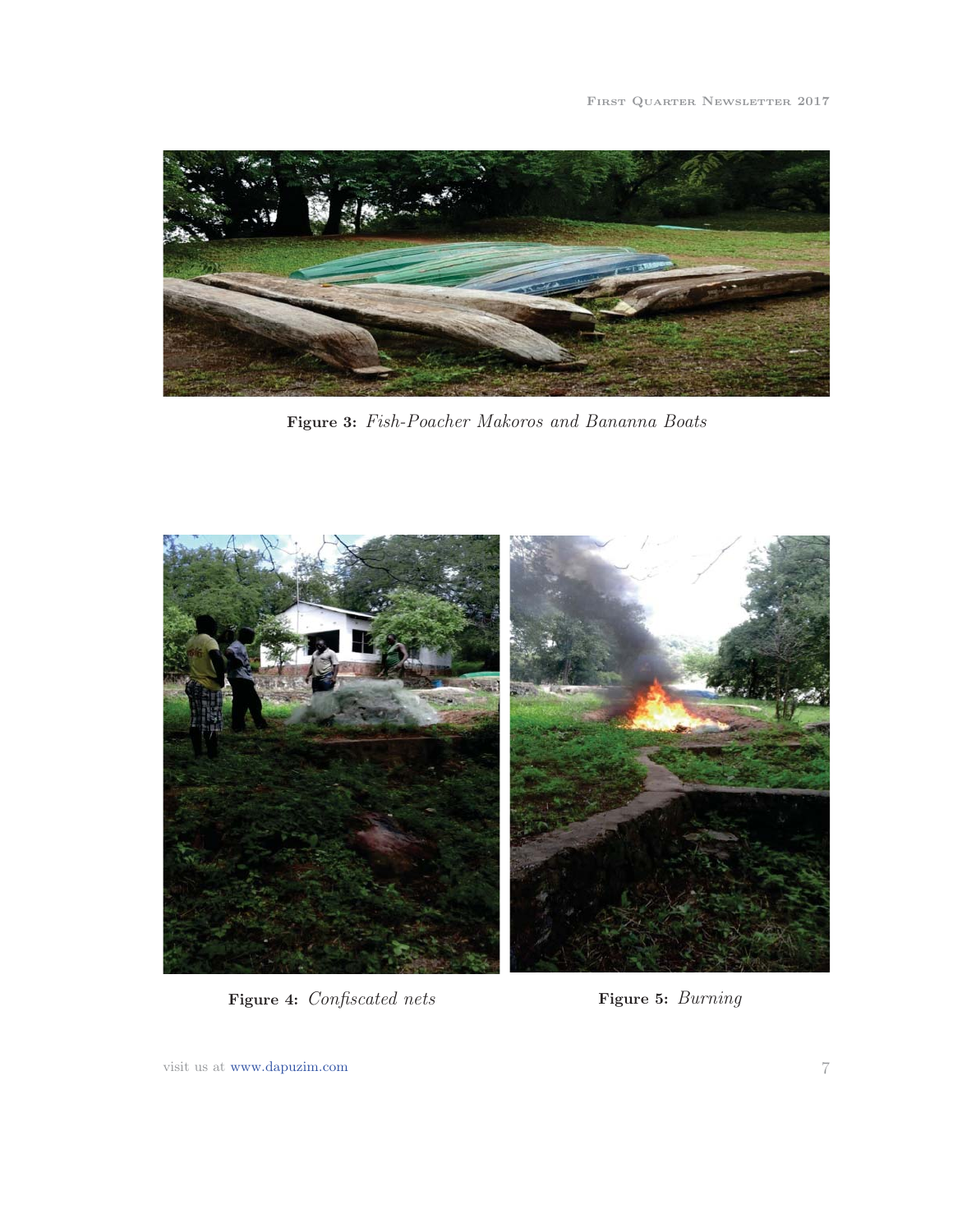**Figure 3:** *Fish-Poacher Makoros and Banana Boats*

**Figure 4:** *Confiscated nets*

**Figure 5:** *Burning*

**Figure 3:** *Fish-Poacher Makoros and Banana Boats*

**Figure 4:** *Confiscated nets*

**Figure 5:** *Burning*

**Figure 3:** *Fish-Poacher Makoros and Banana Boats*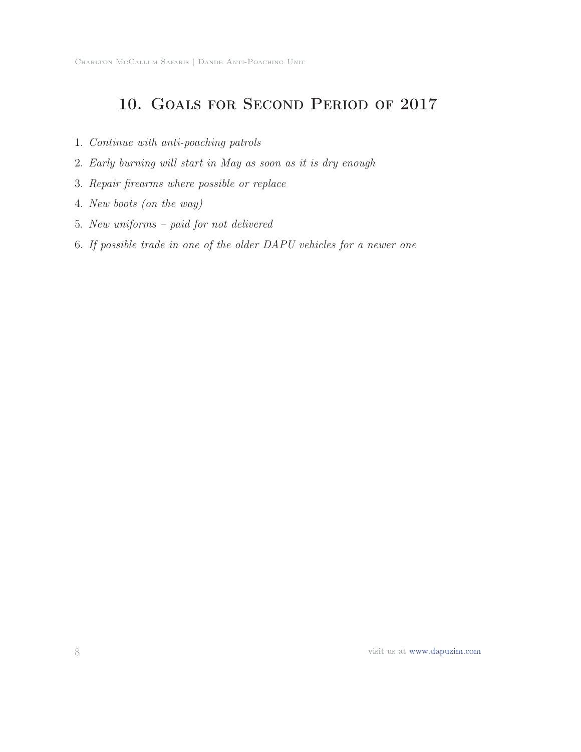# 10. Goals for Second Period of 2017

1. *Continue with anti-poaching patrols*
2. *Early burning will start in May as soon as it is dry enough*
3. *Repair firearms where possible or replace*
4. *New boots (on the way)*
5. *New uniforms – paid for not delivered*
6. *If possible trade in one of the older DAPU vehicles for a newer one*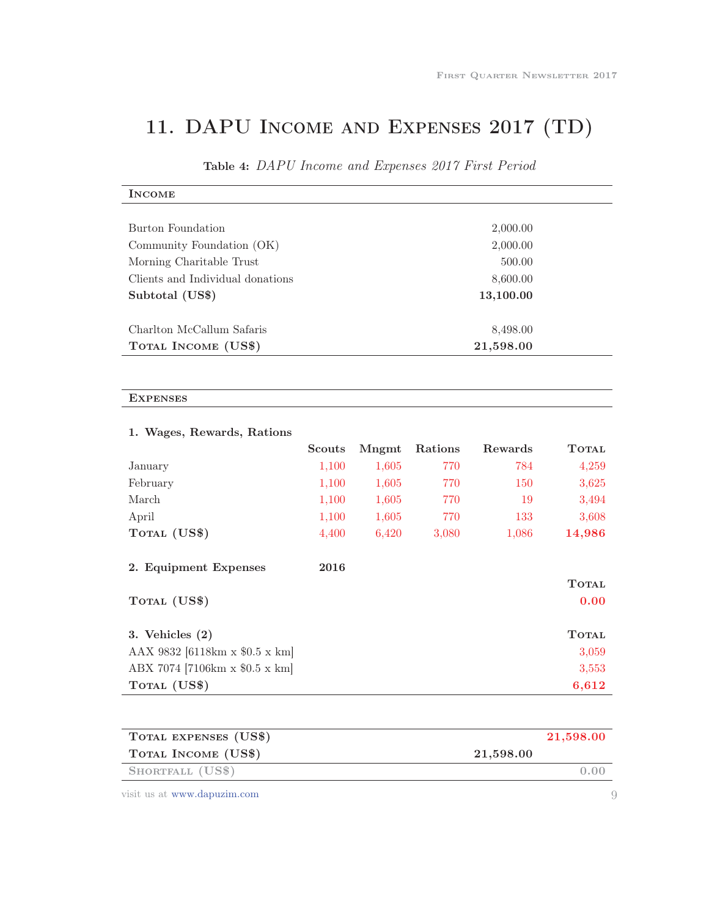## 11. DAPU Income and Expenses 2017 (TD)

**Table 4:** *DAPU Income and Expenses 2017 First Period*

| **Income** | |
|---|---|
| Burton Foundation | 2,000.00 |
| Community Foundation (OK) | 2,000.00 |
| Morning Charitable Trust | 500.00 |
| Clients and Individual donations | 8,600.00 |
| **Subtotal (US$)** | **13,100.00** |
| Charlton McCallum Safaris | 8,498.00 |
| **Total Income (US$)** | **21,598.00** |

**Expenses**

**1. Wages, Rewards, Rations**

| | Scouts | Mngmt | Rations | Rewards | Total |
|---|---|---|---|---|---|
| January | 1,100 | 1,605 | 770 | 784 | 4,259 |
| February | 1,100 | 1,605 | 770 | 150 | 3,625 |
| March | 1,100 | 1,605 | 770 | 19 | 3,494 |
| April | 1,100 | 1,605 | 770 | 133 | 3,608 |
| **Total (US$)** | 4,400 | 6,420 | 3,080 | 1,086 | **14,986** |

**2. Equipment Expenses** **2016**

| | Total |
|---|---|
| **Total (US$)** | **0.00** |

**3. Vehicles (2)**

| | Total |
|---|---|
| AAX 9832 [6118km x $0.5 x km] | 3,059 |
| ABX 7074 [7106km x $0.5 x km] | 3,553 |
| **Total (US$)** | **6,612** |

| | | |
|---|---|---|
| **Total expenses (US$)** | | **21,598.00** |
| **Total Income (US$)** | **21,598.00** | |
| Shortfall (US$) | | 0.00 |

visit us at www.dapuzim.com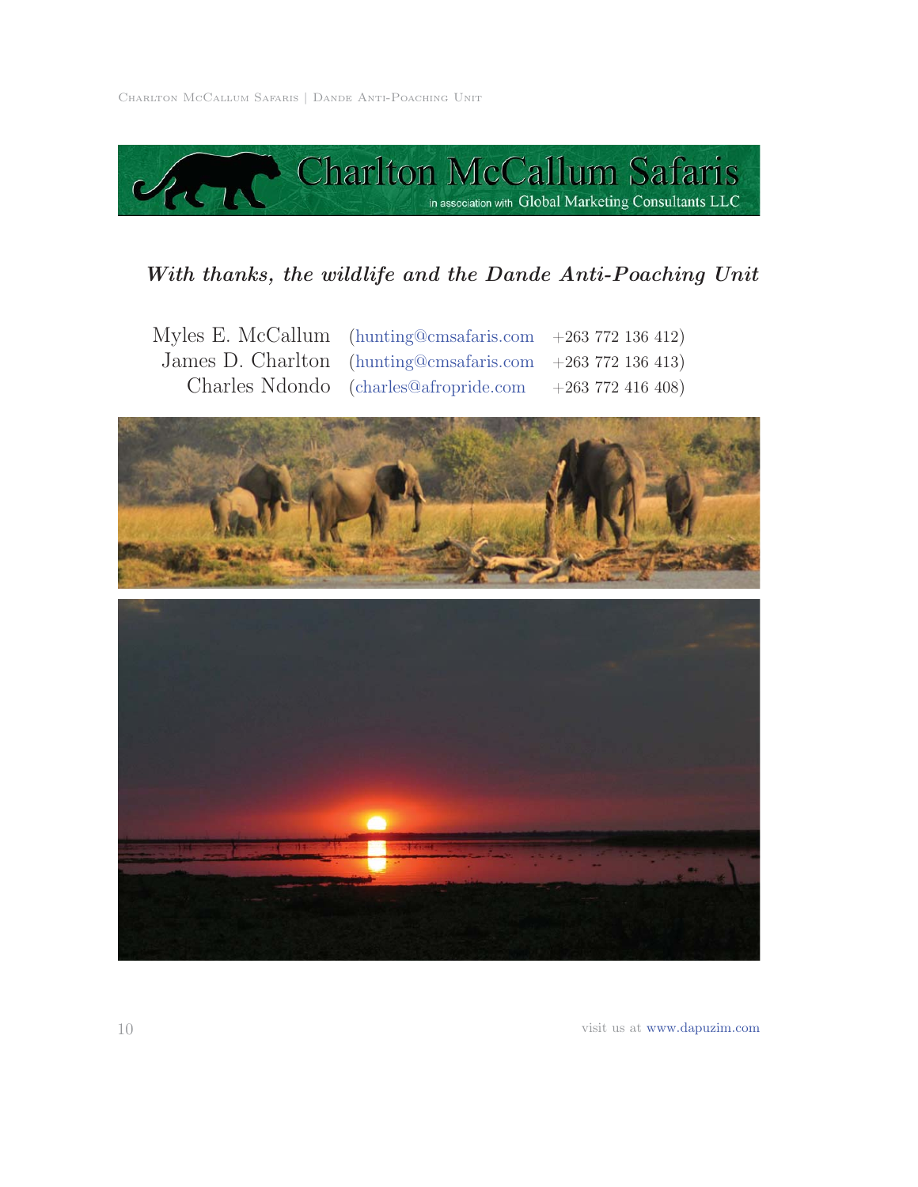Charlton McCallum Safaris

in association with Global Marketing Consultants LLC

***With thanks, the wildlife and the Dande Anti-Poaching Unit***

| | | |
|---|---|---|
| Myles E. McCallum | (hunting@cmsafaris.com | +263 772 136 412) |
| James D. Charlton | (hunting@cmsafaris.com | +263 772 136 413) |
| Charles Ndondo | (charles@afropride.com | +263 772 416 408) |

visit us at www.dapuzim.com